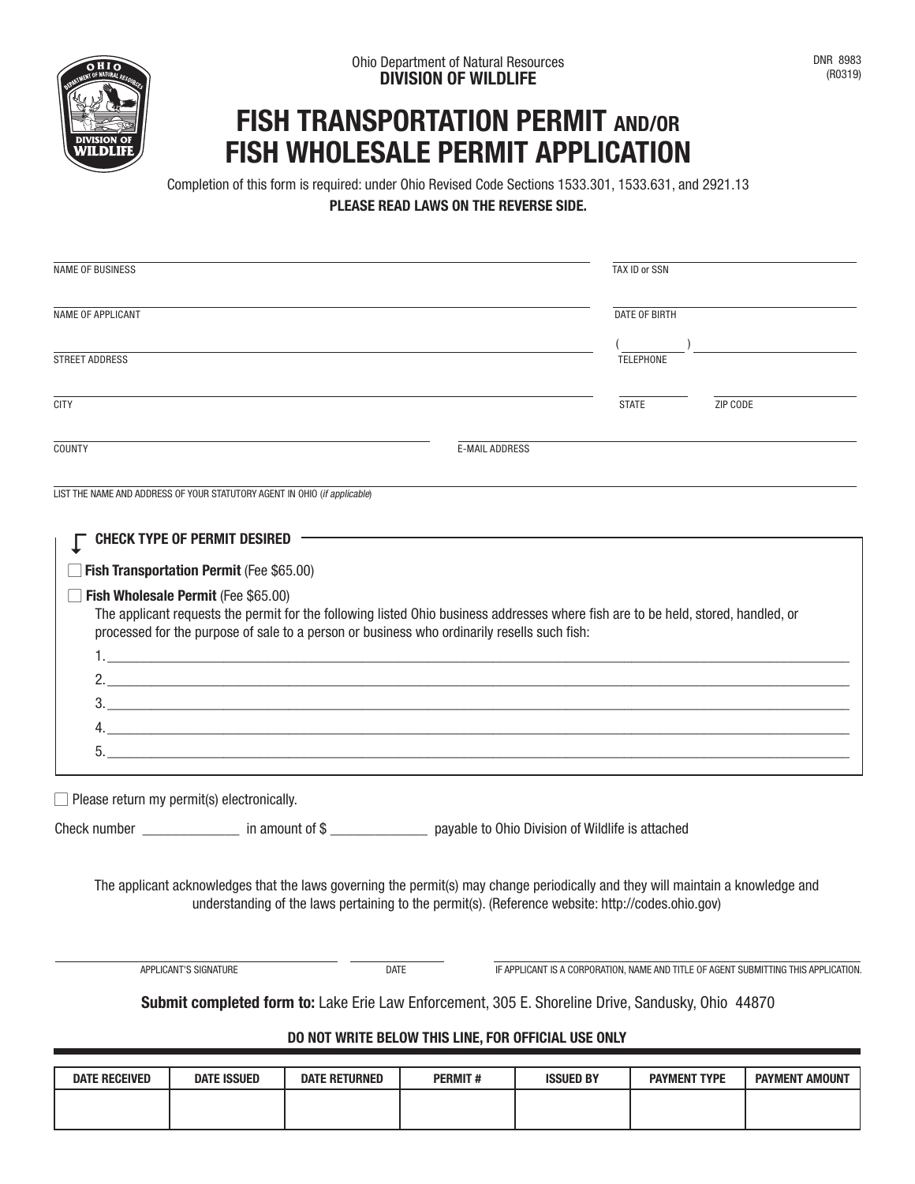Ohio Department of Natural Resources
**DIVISION OF WILDLIFE**

DNR 8983
(R0319)

# FISH TRANSPORTATION PERMIT AND/OR FISH WHOLESALE PERMIT APPLICATION

Completion of this form is required: under Ohio Revised Code Sections 1533.301, 1533.631, and 2921.13

**PLEASE READ LAWS ON THE REVERSE SIDE.**

NAME OF BUSINESS ____________________ TAX ID or SSN ____________________

NAME OF APPLICANT ____________________ DATE OF BIRTH ____________________

STREET ADDRESS ____________________ TELEPHONE ( ______ ) ____________________

CITY ____________________ STATE ________ ZIP CODE ____________________

COUNTY ____________________ E-MAIL ADDRESS ____________________

LIST THE NAME AND ADDRESS OF YOUR STATUTORY AGENT IN OHIO (*if applicable*) ____________________

**CHECK TYPE OF PERMIT DESIRED**

☐ **Fish Transportation Permit** (Fee $65.00)

☐ **Fish Wholesale Permit** (Fee $65.00)
The applicant requests the permit for the following listed Ohio business addresses where fish are to be held, stored, handled, or processed for the purpose of sale to a person or business who ordinarily resells such fish:

1. ____________________
2. ____________________
3. ____________________
4. ____________________
5. ____________________

☐ Please return my permit(s) electronically.

Check number ____________ in amount of $ ____________ payable to Ohio Division of Wildlife is attached

The applicant acknowledges that the laws governing the permit(s) may change periodically and they will maintain a knowledge and understanding of the laws pertaining to the permit(s). (Reference website: http://codes.ohio.gov)

APPLICANT'S SIGNATURE ____________________ DATE ____________ IF APPLICANT IS A CORPORATION, NAME AND TITLE OF AGENT SUBMITTING THIS APPLICATION. ____________________

**Submit completed form to:** Lake Erie Law Enforcement, 305 E. Shoreline Drive, Sandusky, Ohio 44870

**DO NOT WRITE BELOW THIS LINE, FOR OFFICIAL USE ONLY**

| DATE RECEIVED | DATE ISSUED | DATE RETURNED | PERMIT # | ISSUED BY | PAYMENT TYPE | PAYMENT AMOUNT |
|---|---|---|---|---|---|---|
| | | | | | | |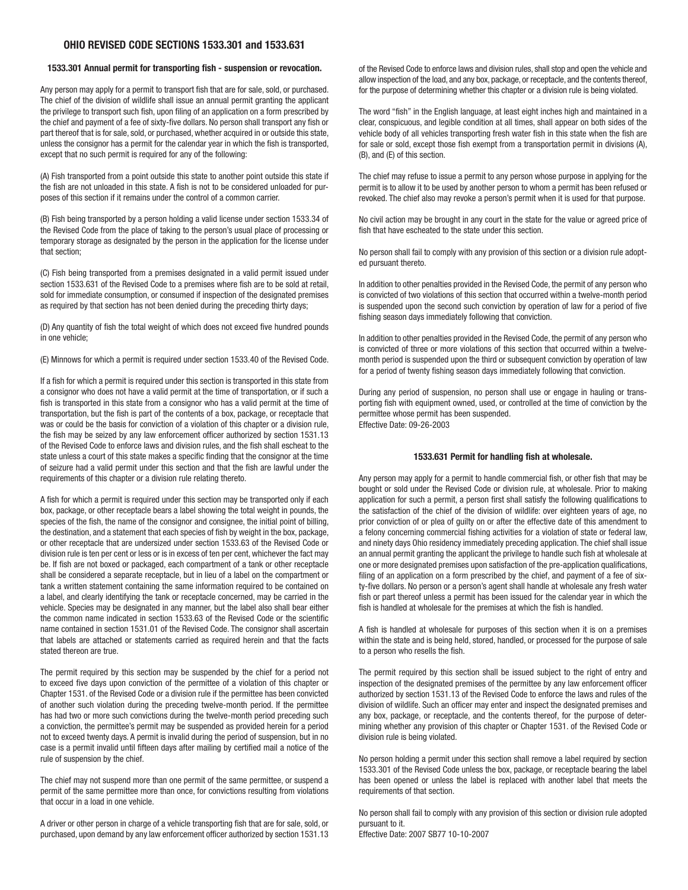## OHIO REVISED CODE SECTIONS 1533.301 and 1533.631

### 1533.301 Annual permit for transporting fish - suspension or revocation.

Any person may apply for a permit to transport fish that are for sale, sold, or purchased. The chief of the division of wildlife shall issue an annual permit granting the applicant the privilege to transport such fish, upon filing of an application on a form prescribed by the chief and payment of a fee of sixty-five dollars. No person shall transport any fish or part thereof that is for sale, sold, or purchased, whether acquired in or outside this state, unless the consignor has a permit for the calendar year in which the fish is transported, except that no such permit is required for any of the following:

(A) Fish transported from a point outside this state to another point outside this state if the fish are not unloaded in this state. A fish is not to be considered unloaded for purposes of this section if it remains under the control of a common carrier.

(B) Fish being transported by a person holding a valid license under section 1533.34 of the Revised Code from the place of taking to the person's usual place of processing or temporary storage as designated by the person in the application for the license under that section;

(C) Fish being transported from a premises designated in a valid permit issued under section 1533.631 of the Revised Code to a premises where fish are to be sold at retail, sold for immediate consumption, or consumed if inspection of the designated premises as required by that section has not been denied during the preceding thirty days;

(D) Any quantity of fish the total weight of which does not exceed five hundred pounds in one vehicle;

(E) Minnows for which a permit is required under section 1533.40 of the Revised Code.

If a fish for which a permit is required under this section is transported in this state from a consignor who does not have a valid permit at the time of transportation, or if such a fish is transported in this state from a consignor who has a valid permit at the time of transportation, but the fish is part of the contents of a box, package, or receptacle that was or could be the basis for conviction of a violation of this chapter or a division rule, the fish may be seized by any law enforcement officer authorized by section 1531.13 of the Revised Code to enforce laws and division rules, and the fish shall escheat to the state unless a court of this state makes a specific finding that the consignor at the time of seizure had a valid permit under this section and that the fish are lawful under the requirements of this chapter or a division rule relating thereto.

A fish for which a permit is required under this section may be transported only if each box, package, or other receptacle bears a label showing the total weight in pounds, the species of the fish, the name of the consignor and consignee, the initial point of billing, the destination, and a statement that each species of fish by weight in the box, package, or other receptacle that are undersized under section 1533.63 of the Revised Code or division rule is ten per cent or less or is in excess of ten per cent, whichever the fact may be. If fish are not boxed or packaged, each compartment of a tank or other receptacle shall be considered a separate receptacle, but in lieu of a label on the compartment or tank a written statement containing the same information required to be contained on a label, and clearly identifying the tank or receptacle concerned, may be carried in the vehicle. Species may be designated in any manner, but the label also shall bear either the common name indicated in section 1533.63 of the Revised Code or the scientific name contained in section 1531.01 of the Revised Code. The consignor shall ascertain that labels are attached or statements carried as required herein and that the facts stated thereon are true.

The permit required by this section may be suspended by the chief for a period not to exceed five days upon conviction of the permittee of a violation of this chapter or Chapter 1531. of the Revised Code or a division rule if the permittee has been convicted of another such violation during the preceding twelve-month period. If the permittee has had two or more such convictions during the twelve-month period preceding such a conviction, the permittee's permit may be suspended as provided herein for a period not to exceed twenty days. A permit is invalid during the period of suspension, but in no case is a permit invalid until fifteen days after mailing by certified mail a notice of the rule of suspension by the chief.

The chief may not suspend more than one permit of the same permittee, or suspend a permit of the same permittee more than once, for convictions resulting from violations that occur in a load in one vehicle.

A driver or other person in charge of a vehicle transporting fish that are for sale, sold, or purchased, upon demand by any law enforcement officer authorized by section 1531.13 of the Revised Code to enforce laws and division rules, shall stop and open the vehicle and allow inspection of the load, and any box, package, or receptacle, and the contents thereof, for the purpose of determining whether this chapter or a division rule is being violated.

The word "fish" in the English language, at least eight inches high and maintained in a clear, conspicuous, and legible condition at all times, shall appear on both sides of the vehicle body of all vehicles transporting fresh water fish in this state when the fish are for sale or sold, except those fish exempt from a transportation permit in divisions (A), (B), and (E) of this section.

The chief may refuse to issue a permit to any person whose purpose in applying for the permit is to allow it to be used by another person to whom a permit has been refused or revoked. The chief also may revoke a person's permit when it is used for that purpose.

No civil action may be brought in any court in the state for the value or agreed price of fish that have escheated to the state under this section.

No person shall fail to comply with any provision of this section or a division rule adopted pursuant thereto.

In addition to other penalties provided in the Revised Code, the permit of any person who is convicted of two violations of this section that occurred within a twelve-month period is suspended upon the second such conviction by operation of law for a period of five fishing season days immediately following that conviction.

In addition to other penalties provided in the Revised Code, the permit of any person who is convicted of three or more violations of this section that occurred within a twelve-month period is suspended upon the third or subsequent conviction by operation of law for a period of twenty fishing season days immediately following that conviction.

During any period of suspension, no person shall use or engage in hauling or transporting fish with equipment owned, used, or controlled at the time of conviction by the permittee whose permit has been suspended.

Effective Date: 09-26-2003

### 1533.631 Permit for handling fish at wholesale.

Any person may apply for a permit to handle commercial fish, or other fish that may be bought or sold under the Revised Code or division rule, at wholesale. Prior to making application for such a permit, a person first shall satisfy the following qualifications to the satisfaction of the chief of the division of wildlife: over eighteen years of age, no prior conviction of or plea of guilty on or after the effective date of this amendment to a felony concerning commercial fishing activities for a violation of state or federal law, and ninety days Ohio residency immediately preceding application. The chief shall issue an annual permit granting the applicant the privilege to handle such fish at wholesale at one or more designated premises upon satisfaction of the pre-application qualifications, filing of an application on a form prescribed by the chief, and payment of a fee of sixty-five dollars. No person or a person's agent shall handle at wholesale any fresh water fish or part thereof unless a permit has been issued for the calendar year in which the fish is handled at wholesale for the premises at which the fish is handled.

A fish is handled at wholesale for purposes of this section when it is on a premises within the state and is being held, stored, handled, or processed for the purpose of sale to a person who resells the fish.

The permit required by this section shall be issued subject to the right of entry and inspection of the designated premises of the permittee by any law enforcement officer authorized by section 1531.13 of the Revised Code to enforce the laws and rules of the division of wildlife. Such an officer may enter and inspect the designated premises and any box, package, or receptacle, and the contents thereof, for the purpose of determining whether any provision of this chapter or Chapter 1531. of the Revised Code or division rule is being violated.

No person holding a permit under this section shall remove a label required by section 1533.301 of the Revised Code unless the box, package, or receptacle bearing the label has been opened or unless the label is replaced with another label that meets the requirements of that section.

No person shall fail to comply with any provision of this section or division rule adopted pursuant to it.

Effective Date: 2007 SB77 10-10-2007